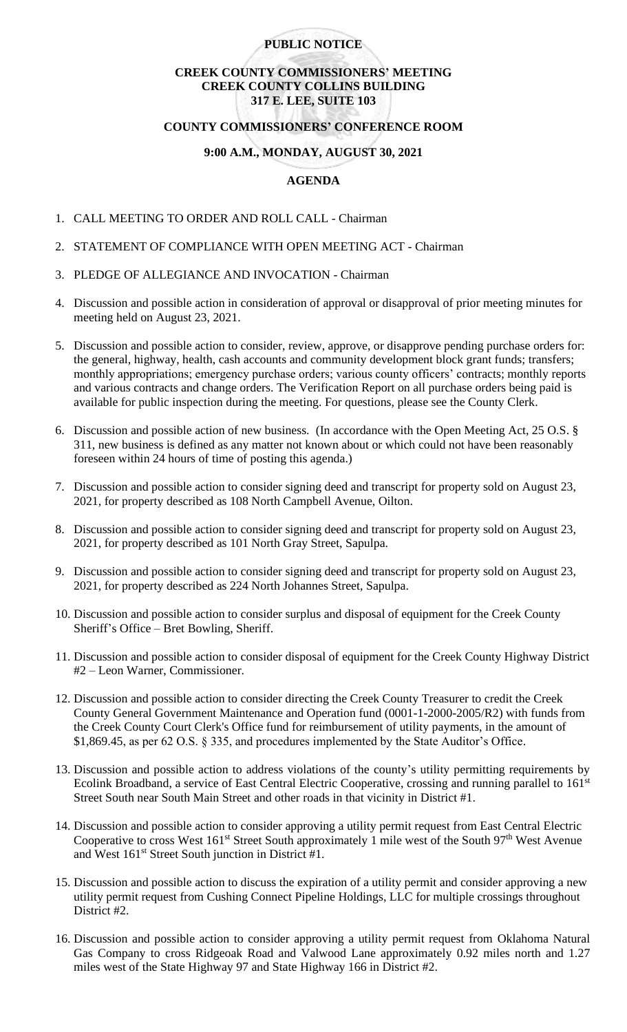**PUBLIC NOTICE**

**CREEK COUNTY COMMISSIONERS' MEETING**
**CREEK COUNTY COLLINS BUILDING**
**317 E. LEE, SUITE 103**

**COUNTY COMMISSIONERS' CONFERENCE ROOM**

**9:00 A.M., MONDAY, AUGUST 30, 2021**

**AGENDA**

1. CALL MEETING TO ORDER AND ROLL CALL - Chairman
2. STATEMENT OF COMPLIANCE WITH OPEN MEETING ACT - Chairman
3. PLEDGE OF ALLEGIANCE AND INVOCATION - Chairman
4. Discussion and possible action in consideration of approval or disapproval of prior meeting minutes for meeting held on August 23, 2021.
5. Discussion and possible action to consider, review, approve, or disapprove pending purchase orders for: the general, highway, health, cash accounts and community development block grant funds; transfers; monthly appropriations; emergency purchase orders; various county officers' contracts; monthly reports and various contracts and change orders. The Verification Report on all purchase orders being paid is available for public inspection during the meeting. For questions, please see the County Clerk.
6. Discussion and possible action of new business. (In accordance with the Open Meeting Act, 25 O.S. § 311, new business is defined as any matter not known about or which could not have been reasonably foreseen within 24 hours of time of posting this agenda.)
7. Discussion and possible action to consider signing deed and transcript for property sold on August 23, 2021, for property described as 108 North Campbell Avenue, Oilton.
8. Discussion and possible action to consider signing deed and transcript for property sold on August 23, 2021, for property described as 101 North Gray Street, Sapulpa.
9. Discussion and possible action to consider signing deed and transcript for property sold on August 23, 2021, for property described as 224 North Johannes Street, Sapulpa.
10. Discussion and possible action to consider surplus and disposal of equipment for the Creek County Sheriff's Office – Bret Bowling, Sheriff.
11. Discussion and possible action to consider disposal of equipment for the Creek County Highway District #2 – Leon Warner, Commissioner.
12. Discussion and possible action to consider directing the Creek County Treasurer to credit the Creek County General Government Maintenance and Operation fund (0001-1-2000-2005/R2) with funds from the Creek County Court Clerk's Office fund for reimbursement of utility payments, in the amount of $1,869.45, as per 62 O.S. § 335, and procedures implemented by the State Auditor's Office.
13. Discussion and possible action to address violations of the county's utility permitting requirements by Ecolink Broadband, a service of East Central Electric Cooperative, crossing and running parallel to 161st Street South near South Main Street and other roads in that vicinity in District #1.
14. Discussion and possible action to consider approving a utility permit request from East Central Electric Cooperative to cross West 161st Street South approximately 1 mile west of the South 97th West Avenue and West 161st Street South junction in District #1.
15. Discussion and possible action to discuss the expiration of a utility permit and consider approving a new utility permit request from Cushing Connect Pipeline Holdings, LLC for multiple crossings throughout District #2.
16. Discussion and possible action to consider approving a utility permit request from Oklahoma Natural Gas Company to cross Ridgeoak Road and Valwood Lane approximately 0.92 miles north and 1.27 miles west of the State Highway 97 and State Highway 166 in District #2.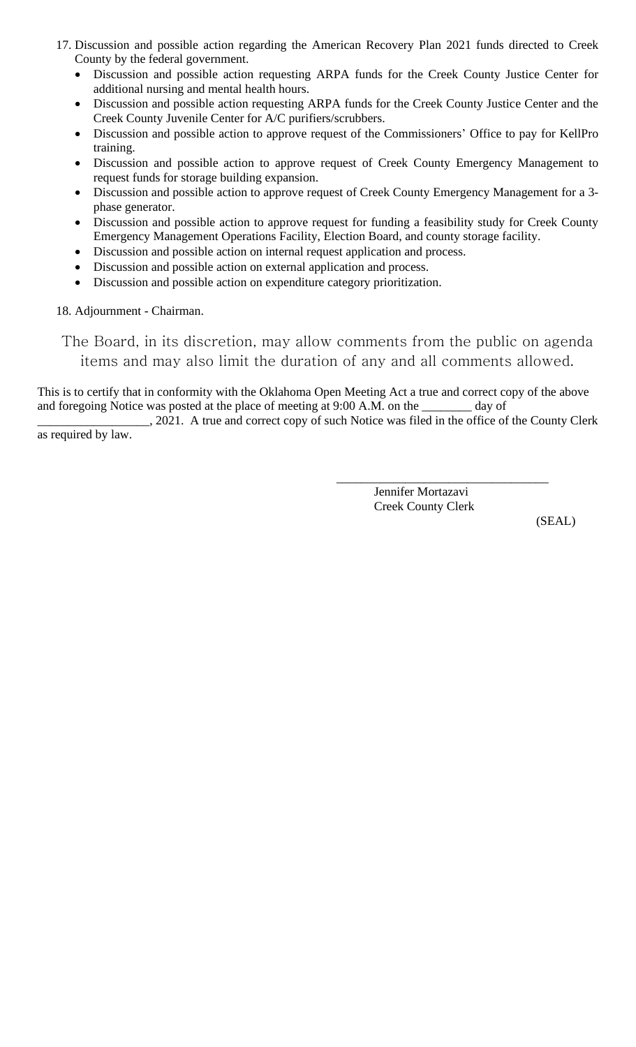17. Discussion and possible action regarding the American Recovery Plan 2021 funds directed to Creek County by the federal government.
    - Discussion and possible action requesting ARPA funds for the Creek County Justice Center for additional nursing and mental health hours.
    - Discussion and possible action requesting ARPA funds for the Creek County Justice Center and the Creek County Juvenile Center for A/C purifiers/scrubbers.
    - Discussion and possible action to approve request of the Commissioners' Office to pay for KellPro training.
    - Discussion and possible action to approve request of Creek County Emergency Management to request funds for storage building expansion.
    - Discussion and possible action to approve request of Creek County Emergency Management for a 3-phase generator.
    - Discussion and possible action to approve request for funding a feasibility study for Creek County Emergency Management Operations Facility, Election Board, and county storage facility.
    - Discussion and possible action on internal request application and process.
    - Discussion and possible action on external application and process.
    - Discussion and possible action on expenditure category prioritization.

18. Adjournment - Chairman.

The Board, in its discretion, may allow comments from the public on agenda items and may also limit the duration of any and all comments allowed.

This is to certify that in conformity with the Oklahoma Open Meeting Act a true and correct copy of the above and foregoing Notice was posted at the place of meeting at 9:00 A.M. on the ________ day of _________________, 2021. A true and correct copy of such Notice was filed in the office of the County Clerk as required by law.

_________________________________

Jennifer Mortazavi
Creek County Clerk

(SEAL)